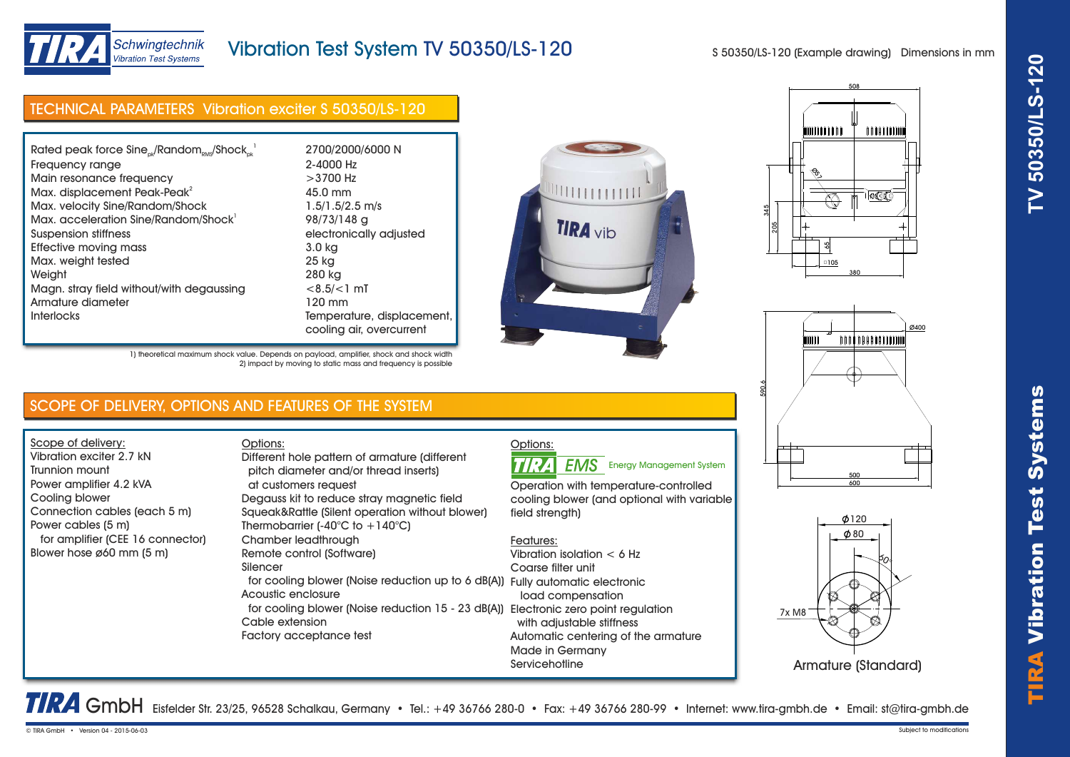# Vibration Test System TV 50350/LS-120

S 50350/LS-120 (Example drawing) Dimensions in mm

## TECHNICAL PARAMETERS Vibration exciter S 50350/LS-120

| Parameter | Value |
| --- | --- |
| Rated peak force $Sine_{pk}$/$Random_{RMS}$/$Shock_{pk}$ [1] | 2700/2000/6000 N |
| Frequency range | 2-4000 Hz |
| Main resonance frequency | >3700 Hz |
| Max. displacement Peak-Peak[2] | 45.0 mm |
| Max. velocity Sine/Random/Shock | 1.5/1.5/2.5 m/s |
| Max. acceleration Sine/Random/Shock[1] | 98/73/148 g |
| Suspension stiffness | electronically adjusted |
| Effective moving mass | 3.0 kg |
| Max. weight tested | 25 kg |
| Weight | 280 kg |
| Magn. stray field without/with degaussing | <8.5/<1 mT |
| Armature diameter | 120 mm |
| Interlocks | Temperature, displacement, cooling air, overcurrent |

1) theoretical maximum shock value. Depends on payload, amplifier, shock and shock width
2) impact by moving to static mass and frequency is possible

## SCOPE OF DELIVERY, OPTIONS AND FEATURES OF THE SYSTEM

Scope of delivery:
- Vibration exciter 2.7 kN
- Trunnion mount
- Power amplifier 4.2 kVA
- Cooling blower
- Connection cables (each 5 m)
- Power cables (5 m) for amplifier (CEE 16 connector)
- Blower hose ø60 mm (5 m)

Options:
- Different hole pattern of armature (different pitch diameter and/or thread inserts) at customers request
- Degauss kit to reduce stray magnetic field
- Squeak&Rattle (Silent operation without blower)
- Thermobarrier (-40°C to +140°C)
- Chamber leadthrough
- Remote control (Software)
- Silencer for cooling blower (Noise reduction up to 6 dB(A))
- Acoustic enclosure for cooling blower (Noise reduction 15 - 23 dB(A))
- Cable extension
- Factory acceptance test

Options:

TIRA EMS Energy Management System

Operation with temperature-controlled cooling blower (and optional with variable field strength)

Features:
- Vibration isolation < 6 Hz
- Coarse filter unit
- Fully automatic electronic load compensation
- Electronic zero point regulation with adjustable stiffness
- Automatic centering of the armature
- Made in Germany
- Servicehotline

Armature (Standard): ϕ120, ϕ80, 60°, 7x M8

Dimensions: 508, 345, 205, 65, ø57, □105, 380, 590.6, Ø400, 500, 600

TIRA GmbH Eisfelder Str. 23/25, 96528 Schalkau, Germany • Tel.: +49 36766 280-0 • Fax: +49 36766 280-99 • Internet: www.tira-gmbh.de • Email: st@tira-gmbh.de

© TIRA GmbH • Version 04 - 2015-06-03

Subject to modifications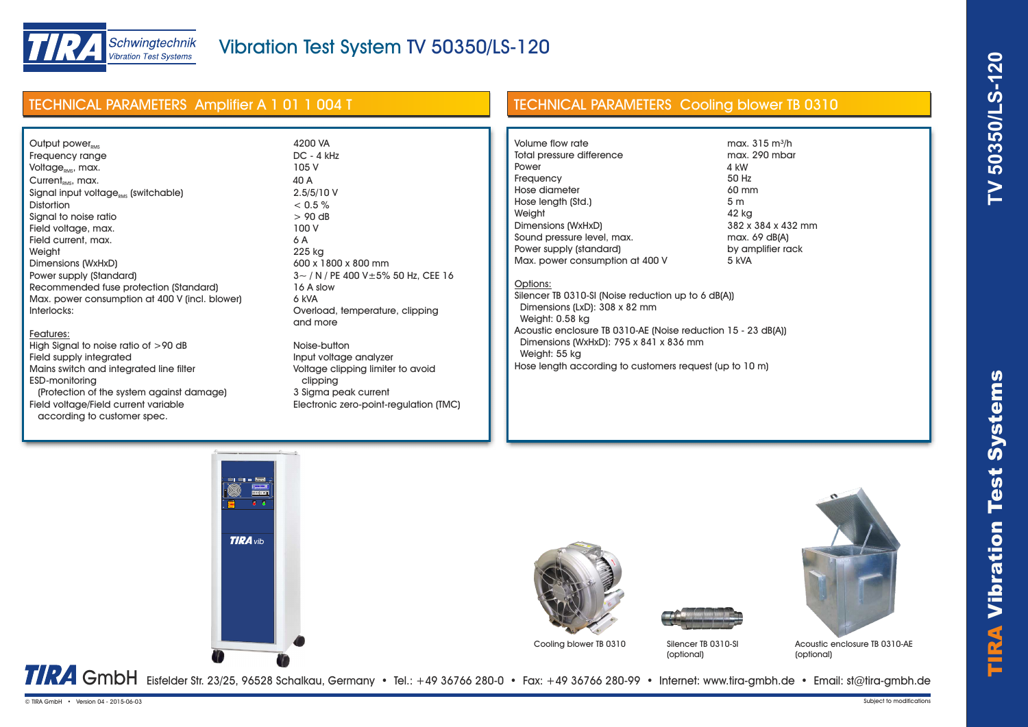# Vibration Test System TV 50350/LS-120

## TECHNICAL PARAMETERS Amplifier A 1 01 1 004 T

| | |
|---|---|
| Output power$_{RMS}$ | 4200 VA |
| Frequency range | DC - 4 kHz |
| Voltage$_{RMS}$, max. | 105 V |
| Current$_{RMS}$, max. | 40 A |
| Signal input voltage$_{RMS}$ (switchable) | 2.5/5/10 V |
| Distortion | < 0.5 % |
| Signal to noise ratio | > 90 dB |
| Field voltage, max. | 100 V |
| Field current, max. | 6 A |
| Weight | 225 kg |
| Dimensions (WxHxD) | 600 x 1800 x 800 mm |
| Power supply (Standard) | 3~ / N / PE 400 V±5% 50 Hz, CEE 16 |
| Recommended fuse protection (Standard) | 16 A slow |
| Max. power consumption at 400 V (incl. blower) | 6 kVA |
| Interlocks: | Overload, temperature, clipping and more |

Features:

- High Signal to noise ratio of >90 dB
- Field supply integrated
- Mains switch and integrated line filter
- ESD-monitoring (Protection of the system against damage)
- Field voltage/Field current variable according to customer spec.
- Noise-button
- Input voltage analyzer
- Voltage clipping limiter to avoid clipping
- 3 Sigma peak current
- Electronic zero-point-regulation (TMC)

## TECHNICAL PARAMETERS Cooling blower TB 0310

| | |
|---|---|
| Volume flow rate | max. 315 m³/h |
| Total pressure difference | max. 290 mbar |
| Power | 4 kW |
| Frequency | 50 Hz |
| Hose diameter | 60 mm |
| Hose length (Std.) | 5 m |
| Weight | 42 kg |
| Dimensions (WxHxD) | 382 x 384 x 432 mm |
| Sound pressure level, max. | max. 69 dB(A) |
| Power supply (standard) | by amplifier rack |
| Max. power consumption at 400 V | 5 kVA |

Options:

Silencer TB 0310-SI (Noise reduction up to 6 dB(A))
  Dimensions (LxD): 308 x 82 mm
  Weight: 0.58 kg
Acoustic enclosure TB 0310-AE (Noise reduction 15 - 23 dB(A))
  Dimensions (WxHxD): 795 x 841 x 836 mm
  Weight: 55 kg
Hose length according to customers request (up to 10 m)

Cooling blower TB 0310

Silencer TB 0310-SI (optional)

Acoustic enclosure TB 0310-AE (optional)

TIRA GmbH Eisfelder Str. 23/25, 96528 Schalkau, Germany • Tel.: +49 36766 280-0 • Fax: +49 36766 280-99 • Internet: www.tira-gmbh.de • Email: st@tira-gmbh.de

© TIRA GmbH • Version 04 - 2015-06-03

Subject to modifications